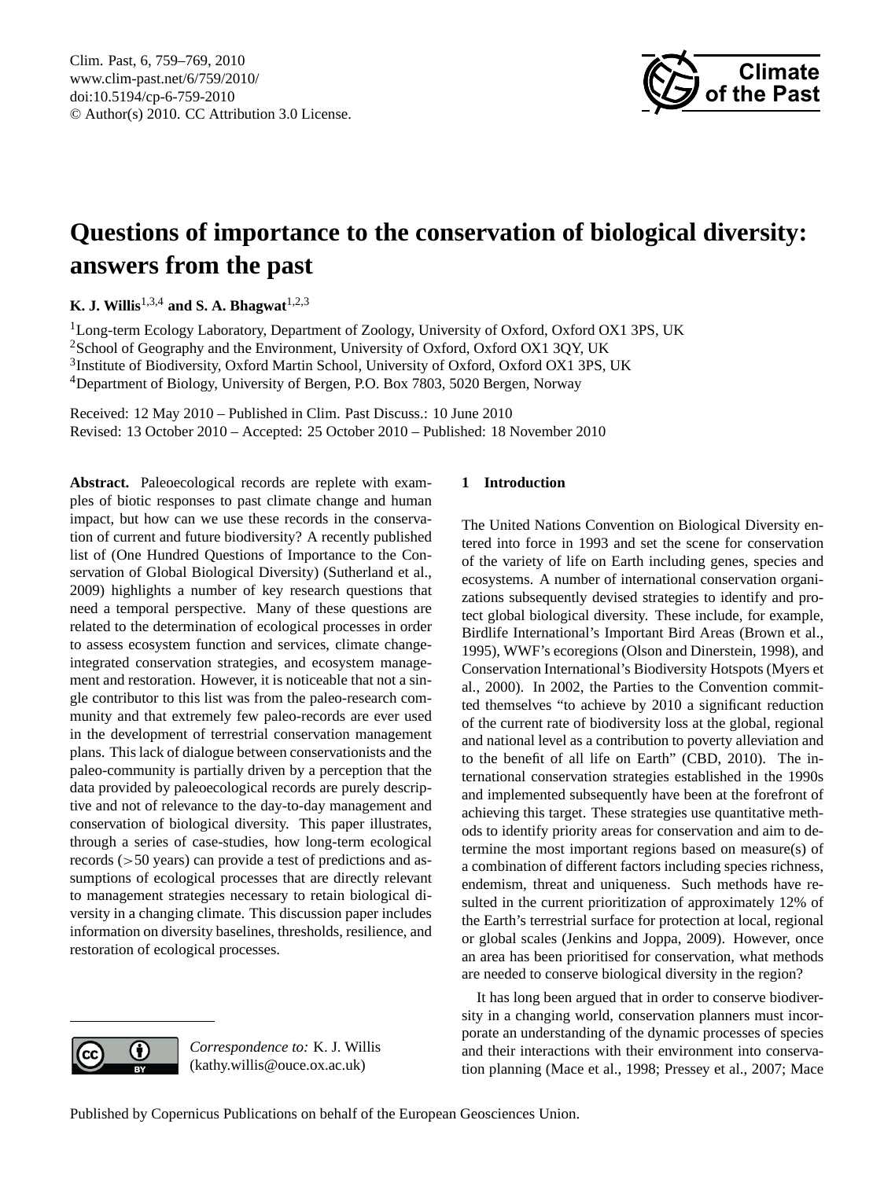# Questions of importance to the conservation of biological diversity: answers from the past

**K. J. Willis**[1,3,4] **and S. A. Bhagwat**[1,2,3]

[1]Long-term Ecology Laboratory, Department of Zoology, University of Oxford, Oxford OX1 3PS, UK
[2]School of Geography and the Environment, University of Oxford, Oxford OX1 3QY, UK
[3]Institute of Biodiversity, Oxford Martin School, University of Oxford, Oxford OX1 3PS, UK
[4]Department of Biology, University of Bergen, P.O. Box 7803, 5020 Bergen, Norway

Received: 12 May 2010 – Published in Clim. Past Discuss.: 10 June 2010
Revised: 13 October 2010 – Accepted: 25 October 2010 – Published: 18 November 2010

**Abstract.** Paleoecological records are replete with examples of biotic responses to past climate change and human impact, but how can we use these records in the conservation of current and future biodiversity? A recently published list of (One Hundred Questions of Importance to the Conservation of Global Biological Diversity) (Sutherland et al., 2009) highlights a number of key research questions that need a temporal perspective. Many of these questions are related to the determination of ecological processes in order to assess ecosystem function and services, climate change-integrated conservation strategies, and ecosystem management and restoration. However, it is noticeable that not a single contributor to this list was from the paleo-research community and that extremely few paleo-records are ever used in the development of terrestrial conservation management plans. This lack of dialogue between conservationists and the paleo-community is partially driven by a perception that the data provided by paleoecological records are purely descriptive and not of relevance to the day-to-day management and conservation of biological diversity. This paper illustrates, through a series of case-studies, how long-term ecological records (>50 years) can provide a test of predictions and assumptions of ecological processes that are directly relevant to management strategies necessary to retain biological diversity in a changing climate. This discussion paper includes information on diversity baselines, thresholds, resilience, and restoration of ecological processes.

*Correspondence to:* K. J. Willis (kathy.willis@ouce.ox.ac.uk)

## 1 Introduction

The United Nations Convention on Biological Diversity entered into force in 1993 and set the scene for conservation of the variety of life on Earth including genes, species and ecosystems. A number of international conservation organizations subsequently devised strategies to identify and protect global biological diversity. These include, for example, Birdlife International's Important Bird Areas (Brown et al., 1995), WWF's ecoregions (Olson and Dinerstein, 1998), and Conservation International's Biodiversity Hotspots (Myers et al., 2000). In 2002, the Parties to the Convention committed themselves "to achieve by 2010 a significant reduction of the current rate of biodiversity loss at the global, regional and national level as a contribution to poverty alleviation and to the benefit of all life on Earth" (CBD, 2010). The international conservation strategies established in the 1990s and implemented subsequently have been at the forefront of achieving this target. These strategies use quantitative methods to identify priority areas for conservation and aim to determine the most important regions based on measure(s) of a combination of different factors including species richness, endemism, threat and uniqueness. Such methods have resulted in the current prioritization of approximately 12% of the Earth's terrestrial surface for protection at local, regional or global scales (Jenkins and Joppa, 2009). However, once an area has been prioritised for conservation, what methods are needed to conserve biological diversity in the region?

It has long been argued that in order to conserve biodiversity in a changing world, conservation planners must incorporate an understanding of the dynamic processes of species and their interactions with their environment into conservation planning (Mace et al., 1998; Pressey et al., 2007; Mace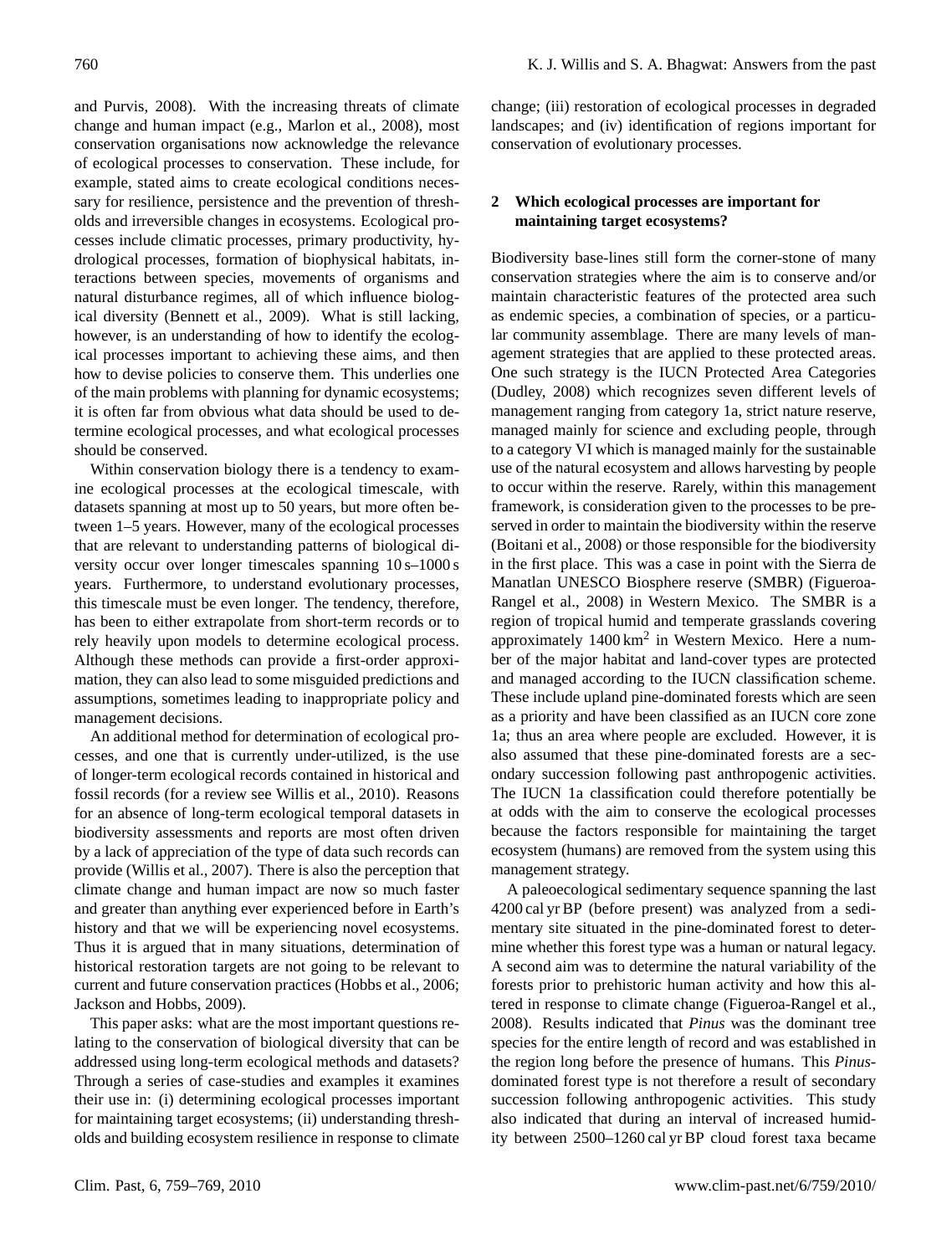and Purvis, 2008). With the increasing threats of climate change and human impact (e.g., Marlon et al., 2008), most conservation organisations now acknowledge the relevance of ecological processes to conservation. These include, for example, stated aims to create ecological conditions necessary for resilience, persistence and the prevention of thresholds and irreversible changes in ecosystems. Ecological processes include climatic processes, primary productivity, hydrological processes, formation of biophysical habitats, interactions between species, movements of organisms and natural disturbance regimes, all of which influence biological diversity (Bennett et al., 2009). What is still lacking, however, is an understanding of how to identify the ecological processes important to achieving these aims, and then how to devise policies to conserve them. This underlies one of the main problems with planning for dynamic ecosystems; it is often far from obvious what data should be used to determine ecological processes, and what ecological processes should be conserved.

Within conservation biology there is a tendency to examine ecological processes at the ecological timescale, with datasets spanning at most up to 50 years, but more often between 1–5 years. However, many of the ecological processes that are relevant to understanding patterns of biological diversity occur over longer timescales spanning 10 s–1000 s years. Furthermore, to understand evolutionary processes, this timescale must be even longer. The tendency, therefore, has been to either extrapolate from short-term records or to rely heavily upon models to determine ecological process. Although these methods can provide a first-order approximation, they can also lead to some misguided predictions and assumptions, sometimes leading to inappropriate policy and management decisions.

An additional method for determination of ecological processes, and one that is currently under-utilized, is the use of longer-term ecological records contained in historical and fossil records (for a review see Willis et al., 2010). Reasons for an absence of long-term ecological temporal datasets in biodiversity assessments and reports are most often driven by a lack of appreciation of the type of data such records can provide (Willis et al., 2007). There is also the perception that climate change and human impact are now so much faster and greater than anything ever experienced before in Earth's history and that we will be experiencing novel ecosystems. Thus it is argued that in many situations, determination of historical restoration targets are not going to be relevant to current and future conservation practices (Hobbs et al., 2006; Jackson and Hobbs, 2009).

This paper asks: what are the most important questions relating to the conservation of biological diversity that can be addressed using long-term ecological methods and datasets? Through a series of case-studies and examples it examines their use in: (i) determining ecological processes important for maintaining target ecosystems; (ii) understanding thresholds and building ecosystem resilience in response to climate change; (iii) restoration of ecological processes in degraded landscapes; and (iv) identification of regions important for conservation of evolutionary processes.

## 2 Which ecological processes are important for maintaining target ecosystems?

Biodiversity base-lines still form the corner-stone of many conservation strategies where the aim is to conserve and/or maintain characteristic features of the protected area such as endemic species, a combination of species, or a particular community assemblage. There are many levels of management strategies that are applied to these protected areas. One such strategy is the IUCN Protected Area Categories (Dudley, 2008) which recognizes seven different levels of management ranging from category 1a, strict nature reserve, managed mainly for science and excluding people, through to a category VI which is managed mainly for the sustainable use of the natural ecosystem and allows harvesting by people to occur within the reserve. Rarely, within this management framework, is consideration given to the processes to be preserved in order to maintain the biodiversity within the reserve (Boitani et al., 2008) or those responsible for the biodiversity in the first place. This was a case in point with the Sierra de Manatlan UNESCO Biosphere reserve (SMBR) (Figueroa-Rangel et al., 2008) in Western Mexico. The SMBR is a region of tropical humid and temperate grasslands covering approximately 1400 km$^2$ in Western Mexico. Here a number of the major habitat and land-cover types are protected and managed according to the IUCN classification scheme. These include upland pine-dominated forests which are seen as a priority and have been classified as an IUCN core zone 1a; thus an area where people are excluded. However, it is also assumed that these pine-dominated forests are a secondary succession following past anthropogenic activities. The IUCN 1a classification could therefore potentially be at odds with the aim to conserve the ecological processes because the factors responsible for maintaining the target ecosystem (humans) are removed from the system using this management strategy.

A paleoecological sedimentary sequence spanning the last 4200 cal yr BP (before present) was analyzed from a sedimentary site situated in the pine-dominated forest to determine whether this forest type was a human or natural legacy. A second aim was to determine the natural variability of the forests prior to prehistoric human activity and how this altered in response to climate change (Figueroa-Rangel et al., 2008). Results indicated that *Pinus* was the dominant tree species for the entire length of record and was established in the region long before the presence of humans. This *Pinus*-dominated forest type is not therefore a result of secondary succession following anthropogenic activities. This study also indicated that during an interval of increased humidity between 2500–1260 cal yr BP cloud forest taxa became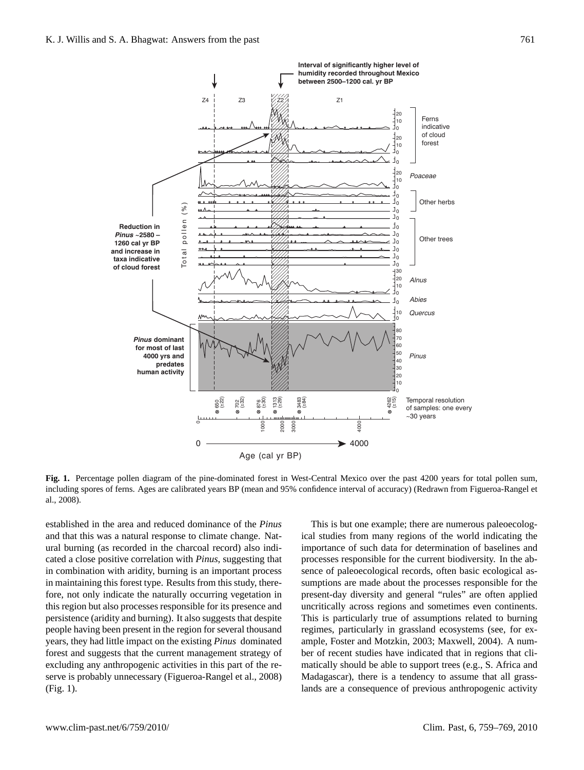**Fig. 1.** Percentage pollen diagram of the pine-dominated forest in West-Central Mexico over the past 4200 years for total pollen sum, including spores of ferns. Ages are calibrated years BP (mean and 95% confidence interval of accuracy) (Redrawn from Figueroa-Rangel et al., 2008).

established in the area and reduced dominance of the *Pinus* and that this was a natural response to climate change. Natural burning (as recorded in the charcoal record) also indicated a close positive correlation with *Pinus*, suggesting that in combination with aridity, burning is an important process in maintaining this forest type. Results from this study, therefore, not only indicate the naturally occurring vegetation in this region but also processes responsible for its presence and persistence (aridity and burning). It also suggests that despite people having been present in the region for several thousand years, they had little impact on the existing *Pinus* dominated forest and suggests that the current management strategy of excluding any anthropogenic activities in this part of the reserve is probably unnecessary (Figueroa-Rangel et al., 2008) (Fig. 1).

This is but one example; there are numerous paleoecological studies from many regions of the world indicating the importance of such data for determination of baselines and processes responsible for the current biodiversity. In the absence of paleoecological records, often basic ecological assumptions are made about the processes responsible for the present-day diversity and general "rules" are often applied uncritically across regions and sometimes even continents. This is particularly true of assumptions related to burning regimes, particularly in grassland ecosystems (see, for example, Foster and Motzkin, 2003; Maxwell, 2004). A number of recent studies have indicated that in regions that climatically should be able to support trees (e.g., S. Africa and Madagascar), there is a tendency to assume that all grasslands are a consequence of previous anthropogenic activity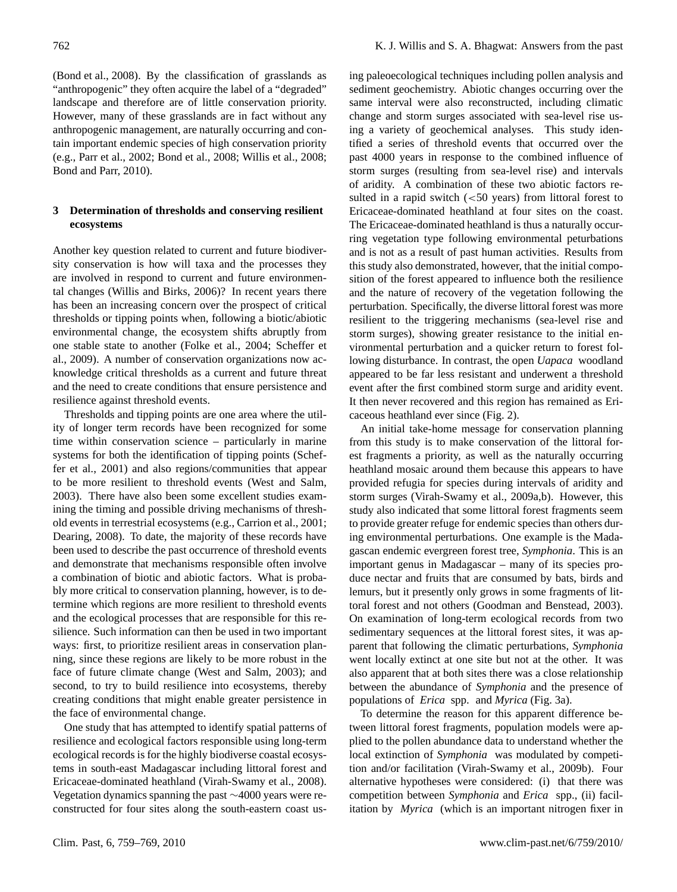(Bond et al., 2008). By the classification of grasslands as "anthropogenic" they often acquire the label of a "degraded" landscape and therefore are of little conservation priority. However, many of these grasslands are in fact without any anthropogenic management, are naturally occurring and contain important endemic species of high conservation priority (e.g., Parr et al., 2002; Bond et al., 2008; Willis et al., 2008; Bond and Parr, 2010).

## 3 Determination of thresholds and conserving resilient ecosystems

Another key question related to current and future biodiversity conservation is how will taxa and the processes they are involved in respond to current and future environmental changes (Willis and Birks, 2006)? In recent years there has been an increasing concern over the prospect of critical thresholds or tipping points when, following a biotic/abiotic environmental change, the ecosystem shifts abruptly from one stable state to another (Folke et al., 2004; Scheffer et al., 2009). A number of conservation organizations now acknowledge critical thresholds as a current and future threat and the need to create conditions that ensure persistence and resilience against threshold events.

Thresholds and tipping points are one area where the utility of longer term records have been recognized for some time within conservation science – particularly in marine systems for both the identification of tipping points (Scheffer et al., 2001) and also regions/communities that appear to be more resilient to threshold events (West and Salm, 2003). There have also been some excellent studies examining the timing and possible driving mechanisms of threshold events in terrestrial ecosystems (e.g., Carrion et al., 2001; Dearing, 2008). To date, the majority of these records have been used to describe the past occurrence of threshold events and demonstrate that mechanisms responsible often involve a combination of biotic and abiotic factors. What is probably more critical to conservation planning, however, is to determine which regions are more resilient to threshold events and the ecological processes that are responsible for this resilience. Such information can then be used in two important ways: first, to prioritize resilient areas in conservation planning, since these regions are likely to be more robust in the face of future climate change (West and Salm, 2003); and second, to try to build resilience into ecosystems, thereby creating conditions that might enable greater persistence in the face of environmental change.

One study that has attempted to identify spatial patterns of resilience and ecological factors responsible using long-term ecological records is for the highly biodiverse coastal ecosystems in south-east Madagascar including littoral forest and Ericaceae-dominated heathland (Virah-Swamy et al., 2008). Vegetation dynamics spanning the past ~4000 years were reconstructed for four sites along the south-eastern coast using paleoecological techniques including pollen analysis and sediment geochemistry. Abiotic changes occurring over the same interval were also reconstructed, including climatic change and storm surges associated with sea-level rise using a variety of geochemical analyses. This study identified a series of threshold events that occurred over the past 4000 years in response to the combined influence of storm surges (resulting from sea-level rise) and intervals of aridity. A combination of these two abiotic factors resulted in a rapid switch (<50 years) from littoral forest to Ericaceae-dominated heathland at four sites on the coast. The Ericaceae-dominated heathland is thus a naturally occurring vegetation type following environmental peturbations and is not as a result of past human activities. Results from this study also demonstrated, however, that the initial composition of the forest appeared to influence both the resilience and the nature of recovery of the vegetation following the perturbation. Specifically, the diverse littoral forest was more resilient to the triggering mechanisms (sea-level rise and storm surges), showing greater resistance to the initial environmental perturbation and a quicker return to forest following disturbance. In contrast, the open *Uapaca* woodland appeared to be far less resistant and underwent a threshold event after the first combined storm surge and aridity event. It then never recovered and this region has remained as Ericaceous heathland ever since (Fig. 2).

An initial take-home message for conservation planning from this study is to make conservation of the littoral forest fragments a priority, as well as the naturally occurring heathland mosaic around them because this appears to have provided refugia for species during intervals of aridity and storm surges (Virah-Swamy et al., 2009a,b). However, this study also indicated that some littoral forest fragments seem to provide greater refuge for endemic species than others during environmental perturbations. One example is the Madagascan endemic evergreen forest tree, *Symphonia*. This is an important genus in Madagascar – many of its species produce nectar and fruits that are consumed by bats, birds and lemurs, but it presently only grows in some fragments of littoral forest and not others (Goodman and Benstead, 2003). On examination of long-term ecological records from two sedimentary sequences at the littoral forest sites, it was apparent that following the climatic perturbations, *Symphonia* went locally extinct at one site but not at the other. It was also apparent that at both sites there was a close relationship between the abundance of *Symphonia* and the presence of populations of *Erica* spp. and *Myrica* (Fig. 3a).

To determine the reason for this apparent difference between littoral forest fragments, population models were applied to the pollen abundance data to understand whether the local extinction of *Symphonia* was modulated by competition and/or facilitation (Virah-Swamy et al., 2009b). Four alternative hypotheses were considered: (i) that there was competition between *Symphonia* and *Erica* spp., (ii) facilitation by *Myrica* (which is an important nitrogen fixer in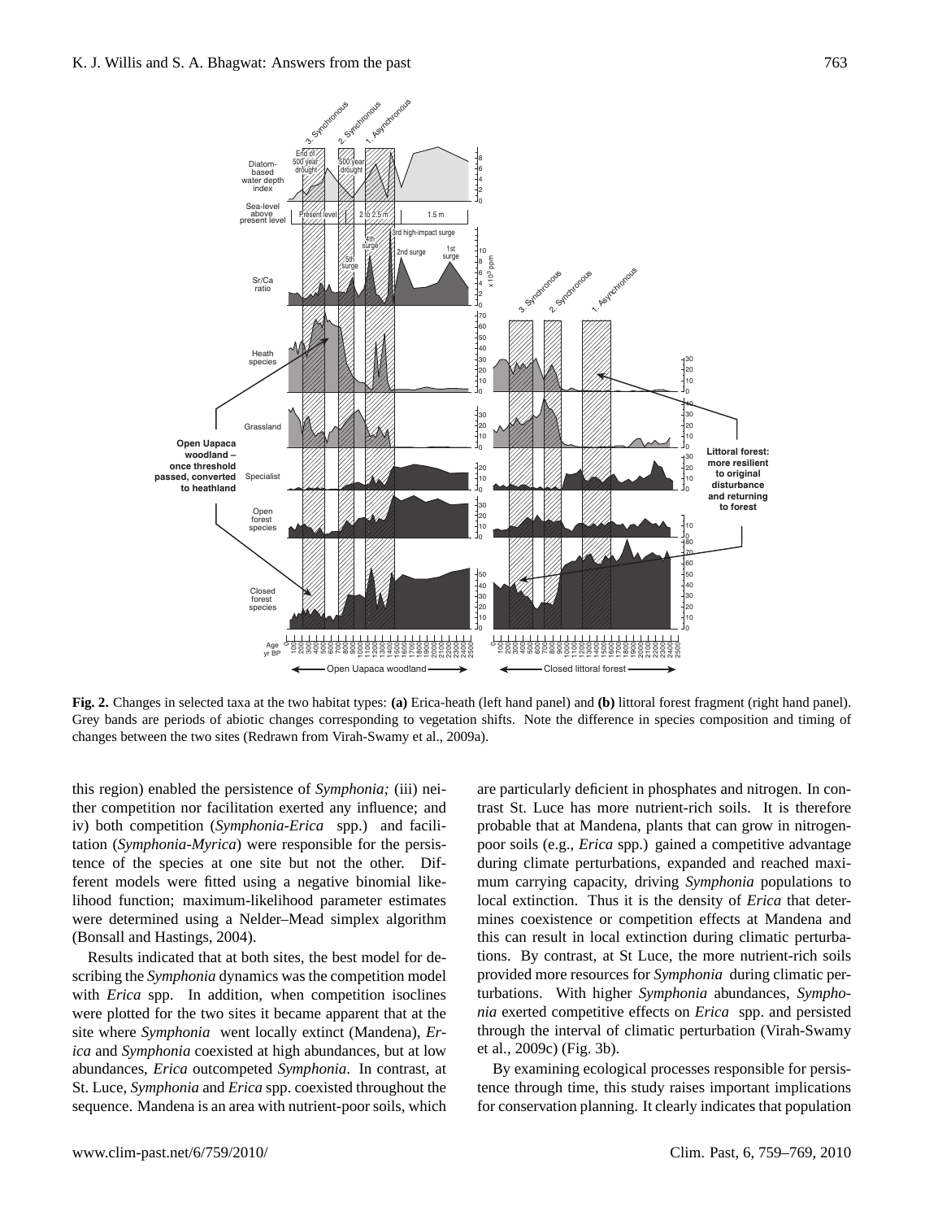**Fig. 2.** Changes in selected taxa at the two habitat types: **(a)** Erica-heath (left hand panel) and **(b)** littoral forest fragment (right hand panel). Grey bands are periods of abiotic changes corresponding to vegetation shifts. Note the difference in species composition and timing of changes between the two sites (Redrawn from Virah-Swamy et al., 2009a).

this region) enabled the persistence of *Symphonia;* (iii) neither competition nor facilitation exerted any influence; and iv) both competition (*Symphonia-Erica* spp.) and facilitation (*Symphonia-Myrica*) were responsible for the persistence of the species at one site but not the other. Different models were fitted using a negative binomial likelihood function; maximum-likelihood parameter estimates were determined using a Nelder–Mead simplex algorithm (Bonsall and Hastings, 2004).

Results indicated that at both sites, the best model for describing the *Symphonia* dynamics was the competition model with *Erica* spp. In addition, when competition isoclines were plotted for the two sites it became apparent that at the site where *Symphonia* went locally extinct (Mandena), *Erica* and *Symphonia* coexisted at high abundances, but at low abundances, *Erica* outcompeted *Symphonia*. In contrast, at St. Luce, *Symphonia* and *Erica* spp. coexisted throughout the sequence. Mandena is an area with nutrient-poor soils, which are particularly deficient in phosphates and nitrogen. In contrast St. Luce has more nutrient-rich soils. It is therefore probable that at Mandena, plants that can grow in nitrogen-poor soils (e.g., *Erica* spp.) gained a competitive advantage during climate perturbations, expanded and reached maximum carrying capacity, driving *Symphonia* populations to local extinction. Thus it is the density of *Erica* that determines coexistence or competition effects at Mandena and this can result in local extinction during climatic perturbations. By contrast, at St Luce, the more nutrient-rich soils provided more resources for *Symphonia* during climatic perturbations. With higher *Symphonia* abundances, *Symphonia* exerted competitive effects on *Erica* spp. and persisted through the interval of climatic perturbation (Virah-Swamy et al., 2009c) (Fig. 3b).

By examining ecological processes responsible for persistence through time, this study raises important implications for conservation planning. It clearly indicates that population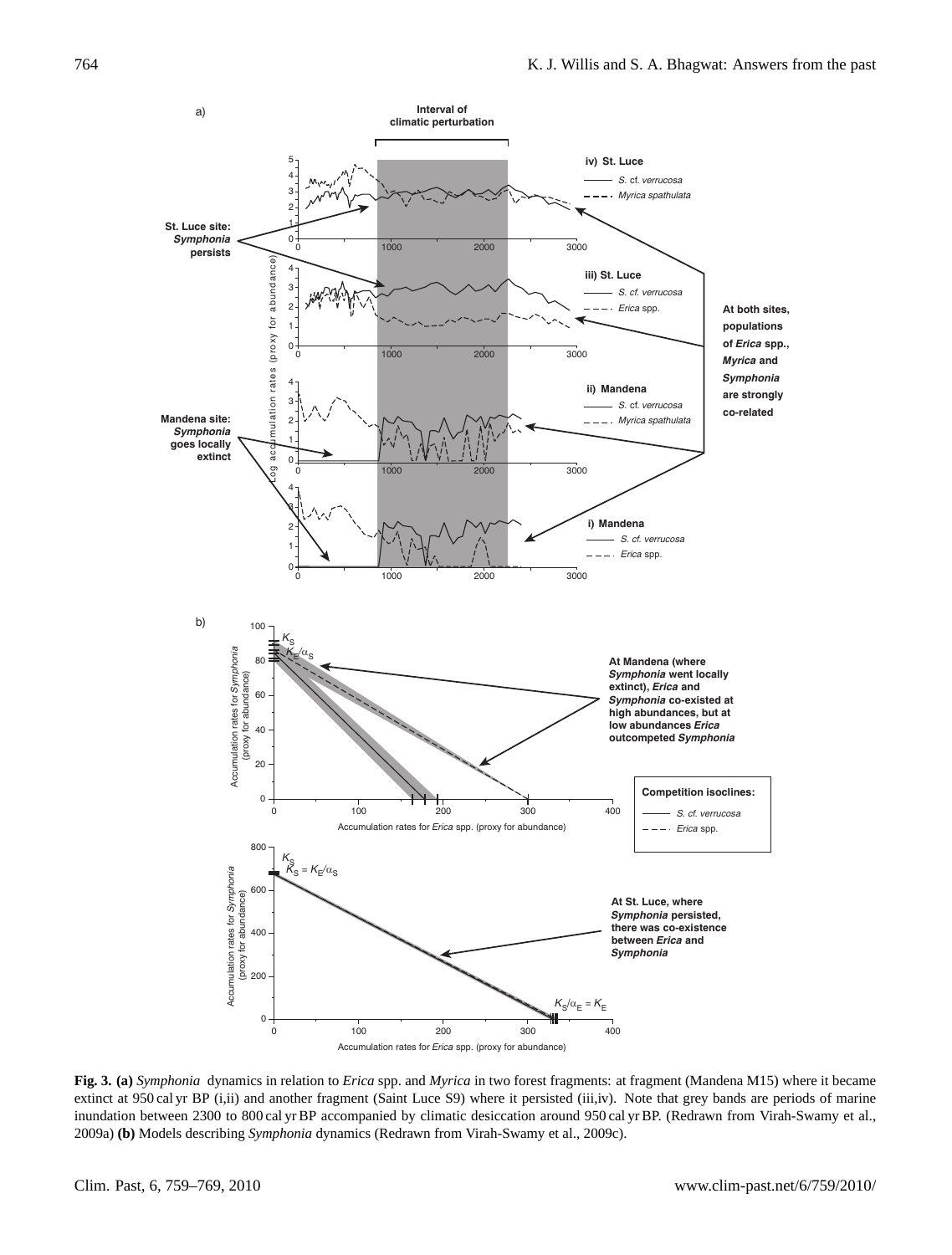**Fig. 3. (a)** *Symphonia* dynamics in relation to *Erica* spp. and *Myrica* in two forest fragments: at fragment (Mandena M15) where it became extinct at 950 cal yr BP (i,ii) and another fragment (Saint Luce S9) where it persisted (iii,iv). Note that grey bands are periods of marine inundation between 2300 to 800 cal yr BP accompanied by climatic desiccation around 950 cal yr BP. (Redrawn from Virah-Swamy et al., 2009a) **(b)** Models describing *Symphonia* dynamics (Redrawn from Virah-Swamy et al., 2009c).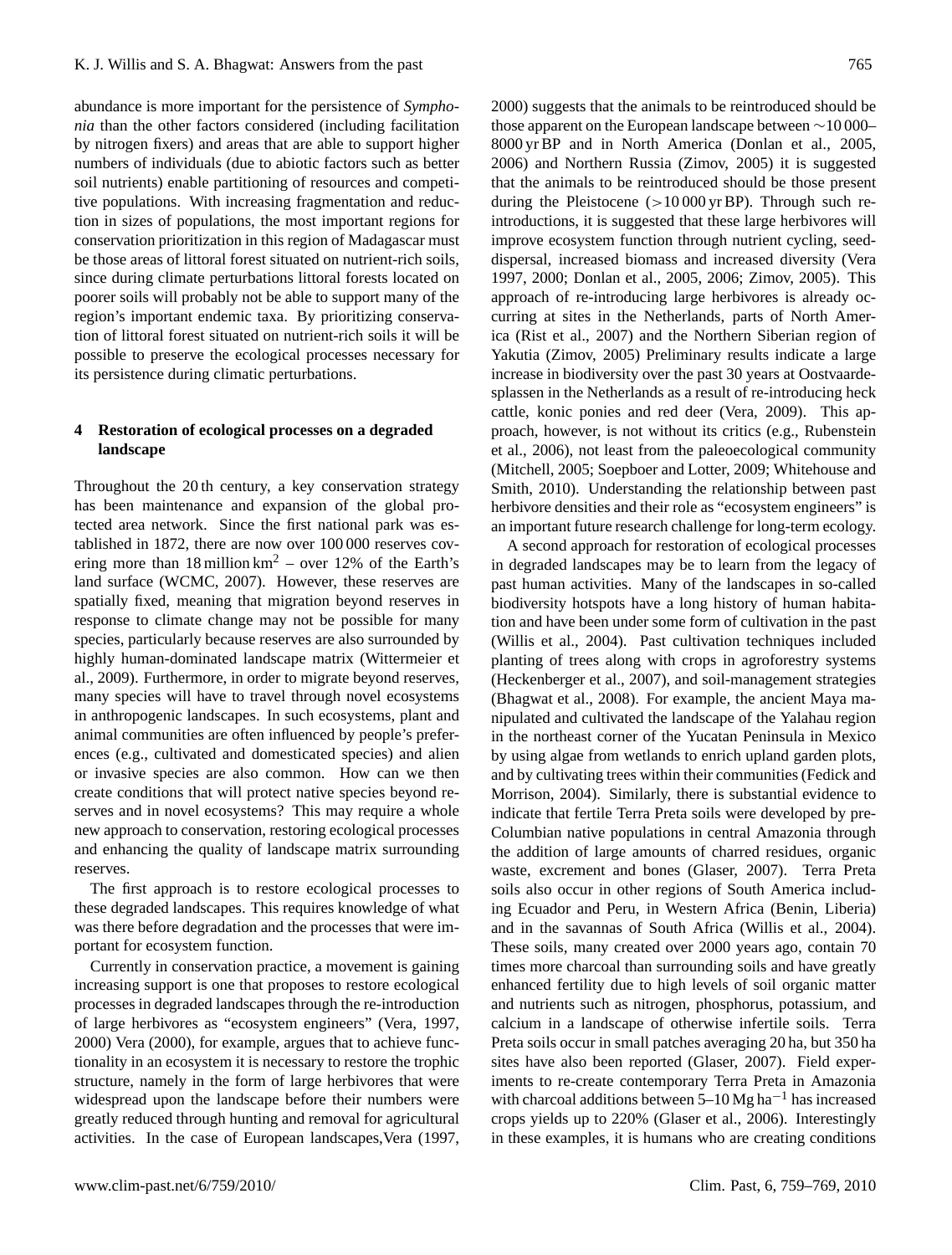abundance is more important for the persistence of *Symphonia* than the other factors considered (including facilitation by nitrogen fixers) and areas that are able to support higher numbers of individuals (due to abiotic factors such as better soil nutrients) enable partitioning of resources and competitive populations. With increasing fragmentation and reduction in sizes of populations, the most important regions for conservation prioritization in this region of Madagascar must be those areas of littoral forest situated on nutrient-rich soils, since during climate perturbations littoral forests located on poorer soils will probably not be able to support many of the region's important endemic taxa. By prioritizing conservation of littoral forest situated on nutrient-rich soils it will be possible to preserve the ecological processes necessary for its persistence during climatic perturbations.

## 4 Restoration of ecological processes on a degraded landscape

Throughout the 20 th century, a key conservation strategy has been maintenance and expansion of the global protected area network. Since the first national park was established in 1872, there are now over 100 000 reserves covering more than 18 million $km^2$ – over 12% of the Earth's land surface (WCMC, 2007). However, these reserves are spatially fixed, meaning that migration beyond reserves in response to climate change may not be possible for many species, particularly because reserves are also surrounded by highly human-dominated landscape matrix (Wittermeier et al., 2009). Furthermore, in order to migrate beyond reserves, many species will have to travel through novel ecosystems in anthropogenic landscapes. In such ecosystems, plant and animal communities are often influenced by people's preferences (e.g., cultivated and domesticated species) and alien or invasive species are also common. How can we then create conditions that will protect native species beyond reserves and in novel ecosystems? This may require a whole new approach to conservation, restoring ecological processes and enhancing the quality of landscape matrix surrounding reserves.

The first approach is to restore ecological processes to these degraded landscapes. This requires knowledge of what was there before degradation and the processes that were important for ecosystem function.

Currently in conservation practice, a movement is gaining increasing support is one that proposes to restore ecological processes in degraded landscapes through the re-introduction of large herbivores as "ecosystem engineers" (Vera, 1997, 2000) Vera (2000), for example, argues that to achieve functionality in an ecosystem it is necessary to restore the trophic structure, namely in the form of large herbivores that were widespread upon the landscape before their numbers were greatly reduced through hunting and removal for agricultural activities. In the case of European landscapes,Vera (1997, 2000) suggests that the animals to be reintroduced should be those apparent on the European landscape between ~10 000–8000 yr BP and in North America (Donlan et al., 2005, 2006) and Northern Russia (Zimov, 2005) it is suggested that the animals to be reintroduced should be those present during the Pleistocene (>10 000 yr BP). Through such re-introductions, it is suggested that these large herbivores will improve ecosystem function through nutrient cycling, seed-dispersal, increased biomass and increased diversity (Vera 1997, 2000; Donlan et al., 2005, 2006; Zimov, 2005). This approach of re-introducing large herbivores is already occurring at sites in the Netherlands, parts of North America (Rist et al., 2007) and the Northern Siberian region of Yakutia (Zimov, 2005) Preliminary results indicate a large increase in biodiversity over the past 30 years at Oostvaardesplassen in the Netherlands as a result of re-introducing heck cattle, konic ponies and red deer (Vera, 2009). This approach, however, is not without its critics (e.g., Rubenstein et al., 2006), not least from the paleoecological community (Mitchell, 2005; Soepboer and Lotter, 2009; Whitehouse and Smith, 2010). Understanding the relationship between past herbivore densities and their role as "ecosystem engineers" is an important future research challenge for long-term ecology.

A second approach for restoration of ecological processes in degraded landscapes may be to learn from the legacy of past human activities. Many of the landscapes in so-called biodiversity hotspots have a long history of human habitation and have been under some form of cultivation in the past (Willis et al., 2004). Past cultivation techniques included planting of trees along with crops in agroforestry systems (Heckenberger et al., 2007), and soil-management strategies (Bhagwat et al., 2008). For example, the ancient Maya manipulated and cultivated the landscape of the Yalahau region in the northeast corner of the Yucatan Peninsula in Mexico by using algae from wetlands to enrich upland garden plots, and by cultivating trees within their communities (Fedick and Morrison, 2004). Similarly, there is substantial evidence to indicate that fertile Terra Preta soils were developed by pre-Columbian native populations in central Amazonia through the addition of large amounts of charred residues, organic waste, excrement and bones (Glaser, 2007). Terra Preta soils also occur in other regions of South America including Ecuador and Peru, in Western Africa (Benin, Liberia) and in the savannas of South Africa (Willis et al., 2004). These soils, many created over 2000 years ago, contain 70 times more charcoal than surrounding soils and have greatly enhanced fertility due to high levels of soil organic matter and nutrients such as nitrogen, phosphorus, potassium, and calcium in a landscape of otherwise infertile soils. Terra Preta soils occur in small patches averaging 20 ha, but 350 ha sites have also been reported (Glaser, 2007). Field experiments to re-create contemporary Terra Preta in Amazonia with charcoal additions between 5–10 Mg $ha^{-1}$ has increased crops yields up to 220% (Glaser et al., 2006). Interestingly in these examples, it is humans who are creating conditions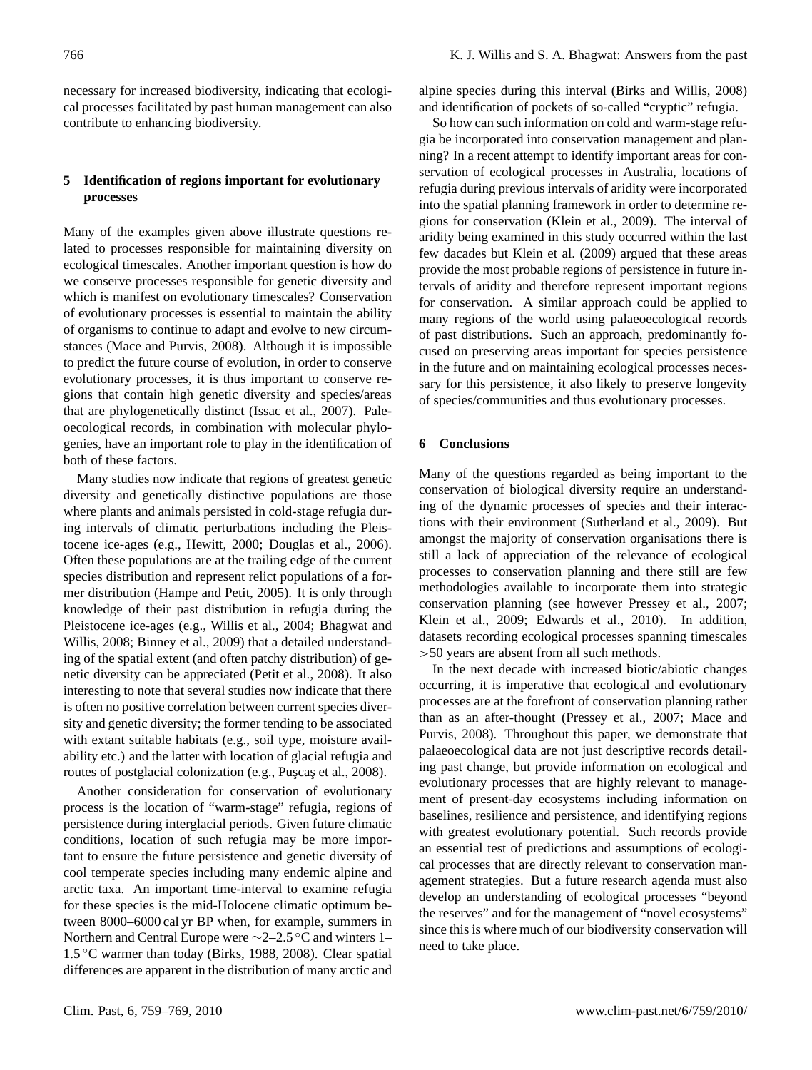necessary for increased biodiversity, indicating that ecological processes facilitated by past human management can also contribute to enhancing biodiversity.

## 5 Identification of regions important for evolutionary processes

Many of the examples given above illustrate questions related to processes responsible for maintaining diversity on ecological timescales. Another important question is how do we conserve processes responsible for genetic diversity and which is manifest on evolutionary timescales? Conservation of evolutionary processes is essential to maintain the ability of organisms to continue to adapt and evolve to new circumstances (Mace and Purvis, 2008). Although it is impossible to predict the future course of evolution, in order to conserve evolutionary processes, it is thus important to conserve regions that contain high genetic diversity and species/areas that are phylogenetically distinct (Issac et al., 2007). Paleoecological records, in combination with molecular phylogenies, have an important role to play in the identification of both of these factors.

Many studies now indicate that regions of greatest genetic diversity and genetically distinctive populations are those where plants and animals persisted in cold-stage refugia during intervals of climatic perturbations including the Pleistocene ice-ages (e.g., Hewitt, 2000; Douglas et al., 2006). Often these populations are at the trailing edge of the current species distribution and represent relict populations of a former distribution (Hampe and Petit, 2005). It is only through knowledge of their past distribution in refugia during the Pleistocene ice-ages (e.g., Willis et al., 2004; Bhagwat and Willis, 2008; Binney et al., 2009) that a detailed understanding of the spatial extent (and often patchy distribution) of genetic diversity can be appreciated (Petit et al., 2008). It also interesting to note that several studies now indicate that there is often no positive correlation between current species diversity and genetic diversity; the former tending to be associated with extant suitable habitats (e.g., soil type, moisture availability etc.) and the latter with location of glacial refugia and routes of postglacial colonization (e.g., Puşcaş et al., 2008).

Another consideration for conservation of evolutionary process is the location of "warm-stage" refugia, regions of persistence during interglacial periods. Given future climatic conditions, location of such refugia may be more important to ensure the future persistence and genetic diversity of cool temperate species including many endemic alpine and arctic taxa. An important time-interval to examine refugia for these species is the mid-Holocene climatic optimum between 8000–6000 cal yr BP when, for example, summers in Northern and Central Europe were ∼2–2.5 °C and winters 1–1.5 °C warmer than today (Birks, 1988, 2008). Clear spatial differences are apparent in the distribution of many arctic and alpine species during this interval (Birks and Willis, 2008) and identification of pockets of so-called "cryptic" refugia.

So how can such information on cold and warm-stage refugia be incorporated into conservation management and planning? In a recent attempt to identify important areas for conservation of ecological processes in Australia, locations of refugia during previous intervals of aridity were incorporated into the spatial planning framework in order to determine regions for conservation (Klein et al., 2009). The interval of aridity being examined in this study occurred within the last few dacades but Klein et al. (2009) argued that these areas provide the most probable regions of persistence in future intervals of aridity and therefore represent important regions for conservation. A similar approach could be applied to many regions of the world using palaeoecological records of past distributions. Such an approach, predominantly focused on preserving areas important for species persistence in the future and on maintaining ecological processes necessary for this persistence, it also likely to preserve longevity of species/communities and thus evolutionary processes.

## 6 Conclusions

Many of the questions regarded as being important to the conservation of biological diversity require an understanding of the dynamic processes of species and their interactions with their environment (Sutherland et al., 2009). But amongst the majority of conservation organisations there is still a lack of appreciation of the relevance of ecological processes to conservation planning and there still are few methodologies available to incorporate them into strategic conservation planning (see however Pressey et al., 2007; Klein et al., 2009; Edwards et al., 2010). In addition, datasets recording ecological processes spanning timescales >50 years are absent from all such methods.

In the next decade with increased biotic/abiotic changes occurring, it is imperative that ecological and evolutionary processes are at the forefront of conservation planning rather than as an after-thought (Pressey et al., 2007; Mace and Purvis, 2008). Throughout this paper, we demonstrate that palaeoecological data are not just descriptive records detailing past change, but provide information on ecological and evolutionary processes that are highly relevant to management of present-day ecosystems including information on baselines, resilience and persistence, and identifying regions with greatest evolutionary potential. Such records provide an essential test of predictions and assumptions of ecological processes that are directly relevant to conservation management strategies. But a future research agenda must also develop an understanding of ecological processes "beyond the reserves" and for the management of "novel ecosystems" since this is where much of our biodiversity conservation will need to take place.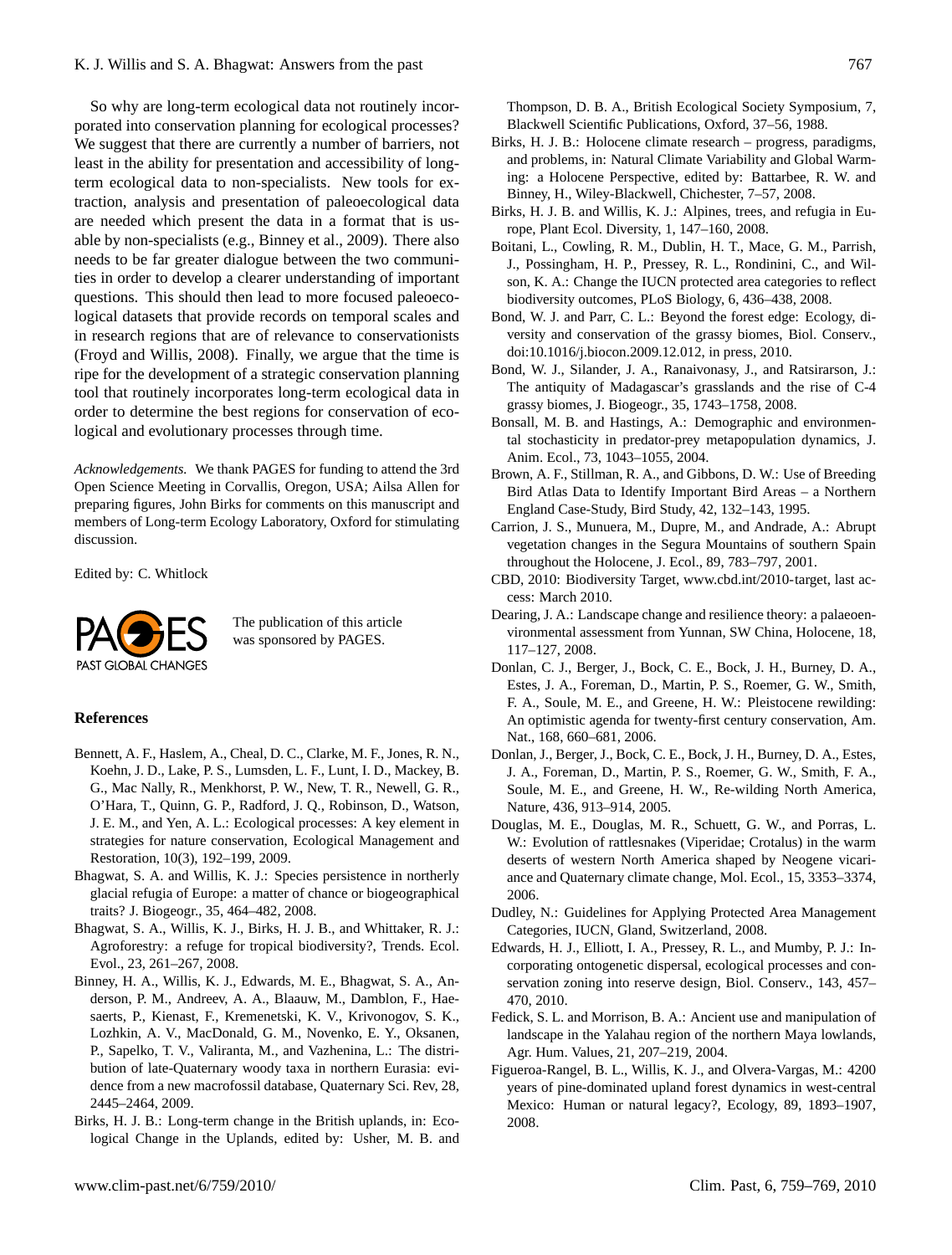So why are long-term ecological data not routinely incorporated into conservation planning for ecological processes? We suggest that there are currently a number of barriers, not least in the ability for presentation and accessibility of long-term ecological data to non-specialists. New tools for extraction, analysis and presentation of paleoecological data are needed which present the data in a format that is usable by non-specialists (e.g., Binney et al., 2009). There also needs to be far greater dialogue between the two communities in order to develop a clearer understanding of important questions. This should then lead to more focused paleoecological datasets that provide records on temporal scales and in research regions that are of relevance to conservationists (Froyd and Willis, 2008). Finally, we argue that the time is ripe for the development of a strategic conservation planning tool that routinely incorporates long-term ecological data in order to determine the best regions for conservation of ecological and evolutionary processes through time.

*Acknowledgements.* We thank PAGES for funding to attend the 3rd Open Science Meeting in Corvallis, Oregon, USA; Ailsa Allen for preparing figures, John Birks for comments on this manuscript and members of Long-term Ecology Laboratory, Oxford for stimulating discussion.

Edited by: C. Whitlock

The publication of this article was sponsored by PAGES.

## References

Bennett, A. F., Haslem, A., Cheal, D. C., Clarke, M. F., Jones, R. N., Koehn, J. D., Lake, P. S., Lumsden, L. F., Lunt, I. D., Mackey, B. G., Mac Nally, R., Menkhorst, P. W., New, T. R., Newell, G. R., O'Hara, T., Quinn, G. P., Radford, J. Q., Robinson, D., Watson, J. E. M., and Yen, A. L.: Ecological processes: A key element in strategies for nature conservation, Ecological Management and Restoration, 10(3), 192–199, 2009.

Bhagwat, S. A. and Willis, K. J.: Species persistence in northerly glacial refugia of Europe: a matter of chance or biogeographical traits? J. Biogeogr., 35, 464–482, 2008.

Bhagwat, S. A., Willis, K. J., Birks, H. J. B., and Whittaker, R. J.: Agroforestry: a refuge for tropical biodiversity?, Trends. Ecol. Evol., 23, 261–267, 2008.

Binney, H. A., Willis, K. J., Edwards, M. E., Bhagwat, S. A., Anderson, P. M., Andreev, A. A., Blaauw, M., Damblon, F., Haesaerts, P., Kienast, F., Kremenetski, K. V., Krivonogov, S. K., Lozhkin, A. V., MacDonald, G. M., Novenko, E. Y., Oksanen, P., Sapelko, T. V., Valiranta, M., and Vazhenina, L.: The distribution of late-Quaternary woody taxa in northern Eurasia: evidence from a new macrofossil database, Quaternary Sci. Rev, 28, 2445–2464, 2009.

Birks, H. J. B.: Long-term change in the British uplands, in: Ecological Change in the Uplands, edited by: Usher, M. B. and Thompson, D. B. A., British Ecological Society Symposium, 7, Blackwell Scientific Publications, Oxford, 37–56, 1988.

Birks, H. J. B.: Holocene climate research – progress, paradigms, and problems, in: Natural Climate Variability and Global Warming: a Holocene Perspective, edited by: Battarbee, R. W. and Binney, H., Wiley-Blackwell, Chichester, 7–57, 2008.

Birks, H. J. B. and Willis, K. J.: Alpines, trees, and refugia in Europe, Plant Ecol. Diversity, 1, 147–160, 2008.

Boitani, L., Cowling, R. M., Dublin, H. T., Mace, G. M., Parrish, J., Possingham, H. P., Pressey, R. L., Rondinini, C., and Wilson, K. A.: Change the IUCN protected area categories to reflect biodiversity outcomes, PLoS Biology, 6, 436–438, 2008.

Bond, W. J. and Parr, C. L.: Beyond the forest edge: Ecology, diversity and conservation of the grassy biomes, Biol. Conserv., doi:10.1016/j.biocon.2009.12.012, in press, 2010.

Bond, W. J., Silander, J. A., Ranaivonasy, J., and Ratsirarson, J.: The antiquity of Madagascar's grasslands and the rise of C-4 grassy biomes, J. Biogeogr., 35, 1743–1758, 2008.

Bonsall, M. B. and Hastings, A.: Demographic and environmental stochasticity in predator-prey metapopulation dynamics, J. Anim. Ecol., 73, 1043–1055, 2004.

Brown, A. F., Stillman, R. A., and Gibbons, D. W.: Use of Breeding Bird Atlas Data to Identify Important Bird Areas – a Northern England Case-Study, Bird Study, 42, 132–143, 1995.

Carrion, J. S., Munuera, M., Dupre, M., and Andrade, A.: Abrupt vegetation changes in the Segura Mountains of southern Spain throughout the Holocene, J. Ecol., 89, 783–797, 2001.

CBD, 2010: Biodiversity Target, www.cbd.int/2010-target, last access: March 2010.

Dearing, J. A.: Landscape change and resilience theory: a palaeoenvironmental assessment from Yunnan, SW China, Holocene, 18, 117–127, 2008.

Donlan, C. J., Berger, J., Bock, C. E., Bock, J. H., Burney, D. A., Estes, J. A., Foreman, D., Martin, P. S., Roemer, G. W., Smith, F. A., Soule, M. E., and Greene, H. W.: Pleistocene rewilding: An optimistic agenda for twenty-first century conservation, Am. Nat., 168, 660–681, 2006.

Donlan, J., Berger, J., Bock, C. E., Bock, J. H., Burney, D. A., Estes, J. A., Foreman, D., Martin, P. S., Roemer, G. W., Smith, F. A., Soule, M. E., and Greene, H. W., Re-wilding North America, Nature, 436, 913–914, 2005.

Douglas, M. E., Douglas, M. R., Schuett, G. W., and Porras, L. W.: Evolution of rattlesnakes (Viperidae; Crotalus) in the warm deserts of western North America shaped by Neogene vicariance and Quaternary climate change, Mol. Ecol., 15, 3353–3374, 2006.

Dudley, N.: Guidelines for Applying Protected Area Management Categories, IUCN, Gland, Switzerland, 2008.

Edwards, H. J., Elliott, I. A., Pressey, R. L., and Mumby, P. J.: Incorporating ontogenetic dispersal, ecological processes and conservation zoning into reserve design, Biol. Conserv., 143, 457–470, 2010.

Fedick, S. L. and Morrison, B. A.: Ancient use and manipulation of landscape in the Yalahau region of the northern Maya lowlands, Agr. Hum. Values, 21, 207–219, 2004.

Figueroa-Rangel, B. L., Willis, K. J., and Olvera-Vargas, M.: 4200 years of pine-dominated upland forest dynamics in west-central Mexico: Human or natural legacy?, Ecology, 89, 1893–1907, 2008.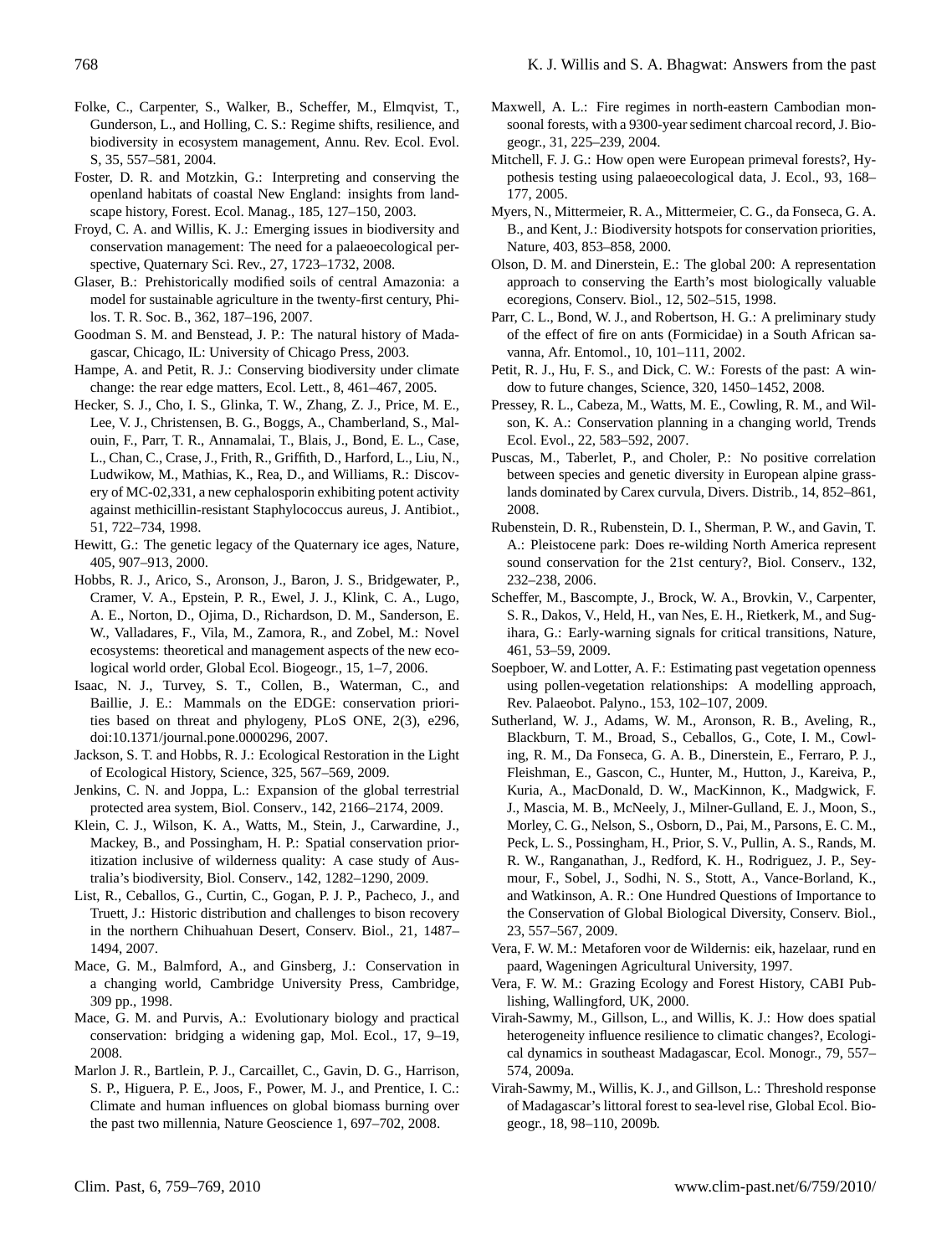Folke, C., Carpenter, S., Walker, B., Scheffer, M., Elmqvist, T., Gunderson, L., and Holling, C. S.: Regime shifts, resilience, and biodiversity in ecosystem management, Annu. Rev. Ecol. Evol. S, 35, 557–581, 2004.

Foster, D. R. and Motzkin, G.: Interpreting and conserving the openland habitats of coastal New England: insights from landscape history, Forest. Ecol. Manag., 185, 127–150, 2003.

Froyd, C. A. and Willis, K. J.: Emerging issues in biodiversity and conservation management: The need for a palaeoecological perspective, Quaternary Sci. Rev., 27, 1723–1732, 2008.

Glaser, B.: Prehistorically modified soils of central Amazonia: a model for sustainable agriculture in the twenty-first century, Philos. T. R. Soc. B., 362, 187–196, 2007.

Goodman S. M. and Benstead, J. P.: The natural history of Madagascar, Chicago, IL: University of Chicago Press, 2003.

Hampe, A. and Petit, R. J.: Conserving biodiversity under climate change: the rear edge matters, Ecol. Lett., 8, 461–467, 2005.

Hecker, S. J., Cho, I. S., Glinka, T. W., Zhang, Z. J., Price, M. E., Lee, V. J., Christensen, B. G., Boggs, A., Chamberland, S., Malouin, F., Parr, T. R., Annamalai, T., Blais, J., Bond, E. L., Case, L., Chan, C., Crase, J., Frith, R., Griffith, D., Harford, L., Liu, N., Ludwikow, M., Mathias, K., Rea, D., and Williams, R.: Discovery of MC-02,331, a new cephalosporin exhibiting potent activity against methicillin-resistant Staphylococcus aureus, J. Antibiot., 51, 722–734, 1998.

Hewitt, G.: The genetic legacy of the Quaternary ice ages, Nature, 405, 907–913, 2000.

Hobbs, R. J., Arico, S., Aronson, J., Baron, J. S., Bridgewater, P., Cramer, V. A., Epstein, P. R., Ewel, J. J., Klink, C. A., Lugo, A. E., Norton, D., Ojima, D., Richardson, D. M., Sanderson, E. W., Valladares, F., Vila, M., Zamora, R., and Zobel, M.: Novel ecosystems: theoretical and management aspects of the new ecological world order, Global Ecol. Biogeogr., 15, 1–7, 2006.

Isaac, N. J., Turvey, S. T., Collen, B., Waterman, C., and Baillie, J. E.: Mammals on the EDGE: conservation priorities based on threat and phylogeny, PLoS ONE, 2(3), e296, doi:10.1371/journal.pone.0000296, 2007.

Jackson, S. T. and Hobbs, R. J.: Ecological Restoration in the Light of Ecological History, Science, 325, 567–569, 2009.

Jenkins, C. N. and Joppa, L.: Expansion of the global terrestrial protected area system, Biol. Conserv., 142, 2166–2174, 2009.

Klein, C. J., Wilson, K. A., Watts, M., Stein, J., Carwardine, J., Mackey, B., and Possingham, H. P.: Spatial conservation prioritization inclusive of wilderness quality: A case study of Australia's biodiversity, Biol. Conserv., 142, 1282–1290, 2009.

List, R., Ceballos, G., Curtin, C., Gogan, P. J. P., Pacheco, J., and Truett, J.: Historic distribution and challenges to bison recovery in the northern Chihuahuan Desert, Conserv. Biol., 21, 1487–1494, 2007.

Mace, G. M., Balmford, A., and Ginsberg, J.: Conservation in a changing world, Cambridge University Press, Cambridge, 309 pp., 1998.

Mace, G. M. and Purvis, A.: Evolutionary biology and practical conservation: bridging a widening gap, Mol. Ecol., 17, 9–19, 2008.

Marlon J. R., Bartlein, P. J., Carcaillet, C., Gavin, D. G., Harrison, S. P., Higuera, P. E., Joos, F., Power, M. J., and Prentice, I. C.: Climate and human influences on global biomass burning over the past two millennia, Nature Geoscience 1, 697–702, 2008.

Maxwell, A. L.: Fire regimes in north-eastern Cambodian monsoonal forests, with a 9300-year sediment charcoal record, J. Biogeogr., 31, 225–239, 2004.

Mitchell, F. J. G.: How open were European primeval forests?, Hypothesis testing using palaeoecological data, J. Ecol., 93, 168–177, 2005.

Myers, N., Mittermeier, R. A., Mittermeier, C. G., da Fonseca, G. A. B., and Kent, J.: Biodiversity hotspots for conservation priorities, Nature, 403, 853–858, 2000.

Olson, D. M. and Dinerstein, E.: The global 200: A representation approach to conserving the Earth's most biologically valuable ecoregions, Conserv. Biol., 12, 502–515, 1998.

Parr, C. L., Bond, W. J., and Robertson, H. G.: A preliminary study of the effect of fire on ants (Formicidae) in a South African savanna, Afr. Entomol., 10, 101–111, 2002.

Petit, R. J., Hu, F. S., and Dick, C. W.: Forests of the past: A window to future changes, Science, 320, 1450–1452, 2008.

Pressey, R. L., Cabeza, M., Watts, M. E., Cowling, R. M., and Wilson, K. A.: Conservation planning in a changing world, Trends Ecol. Evol., 22, 583–592, 2007.

Puscas, M., Taberlet, P., and Choler, P.: No positive correlation between species and genetic diversity in European alpine grasslands dominated by Carex curvula, Divers. Distrib., 14, 852–861, 2008.

Rubenstein, D. R., Rubenstein, D. I., Sherman, P. W., and Gavin, T. A.: Pleistocene park: Does re-wilding North America represent sound conservation for the 21st century?, Biol. Conserv., 132, 232–238, 2006.

Scheffer, M., Bascompte, J., Brock, W. A., Brovkin, V., Carpenter, S. R., Dakos, V., Held, H., van Nes, E. H., Rietkerk, M., and Sugihara, G.: Early-warning signals for critical transitions, Nature, 461, 53–59, 2009.

Soepboer, W. and Lotter, A. F.: Estimating past vegetation openness using pollen-vegetation relationships: A modelling approach, Rev. Palaeobot. Palyno., 153, 102–107, 2009.

Sutherland, W. J., Adams, W. M., Aronson, R. B., Aveling, R., Blackburn, T. M., Broad, S., Ceballos, G., Cote, I. M., Cowling, R. M., Da Fonseca, G. A. B., Dinerstein, E., Ferraro, P. J., Fleishman, E., Gascon, C., Hunter, M., Hutton, J., Kareiva, P., Kuria, A., MacDonald, D. W., MacKinnon, K., Madgwick, F. J., Mascia, M. B., McNeely, J., Milner-Gulland, E. J., Moon, S., Morley, C. G., Nelson, S., Osborn, D., Pai, M., Parsons, E. C. M., Peck, L. S., Possingham, H., Prior, S. V., Pullin, A. S., Rands, M. R. W., Ranganathan, J., Redford, K. H., Rodriguez, J. P., Seymour, F., Sobel, J., Sodhi, N. S., Stott, A., Vance-Borland, K., and Watkinson, A. R.: One Hundred Questions of Importance to the Conservation of Global Biological Diversity, Conserv. Biol., 23, 557–567, 2009.

Vera, F. W. M.: Metaforen voor de Wildernis: eik, hazelaar, rund en paard, Wageningen Agricultural University, 1997.

Vera, F. W. M.: Grazing Ecology and Forest History, CABI Publishing, Wallingford, UK, 2000.

Virah-Sawmy, M., Gillson, L., and Willis, K. J.: How does spatial heterogeneity influence resilience to climatic changes?, Ecological dynamics in southeast Madagascar, Ecol. Monogr., 79, 557–574, 2009a.

Virah-Sawmy, M., Willis, K. J., and Gillson, L.: Threshold response of Madagascar's littoral forest to sea-level rise, Global Ecol. Biogeogr., 18, 98–110, 2009b.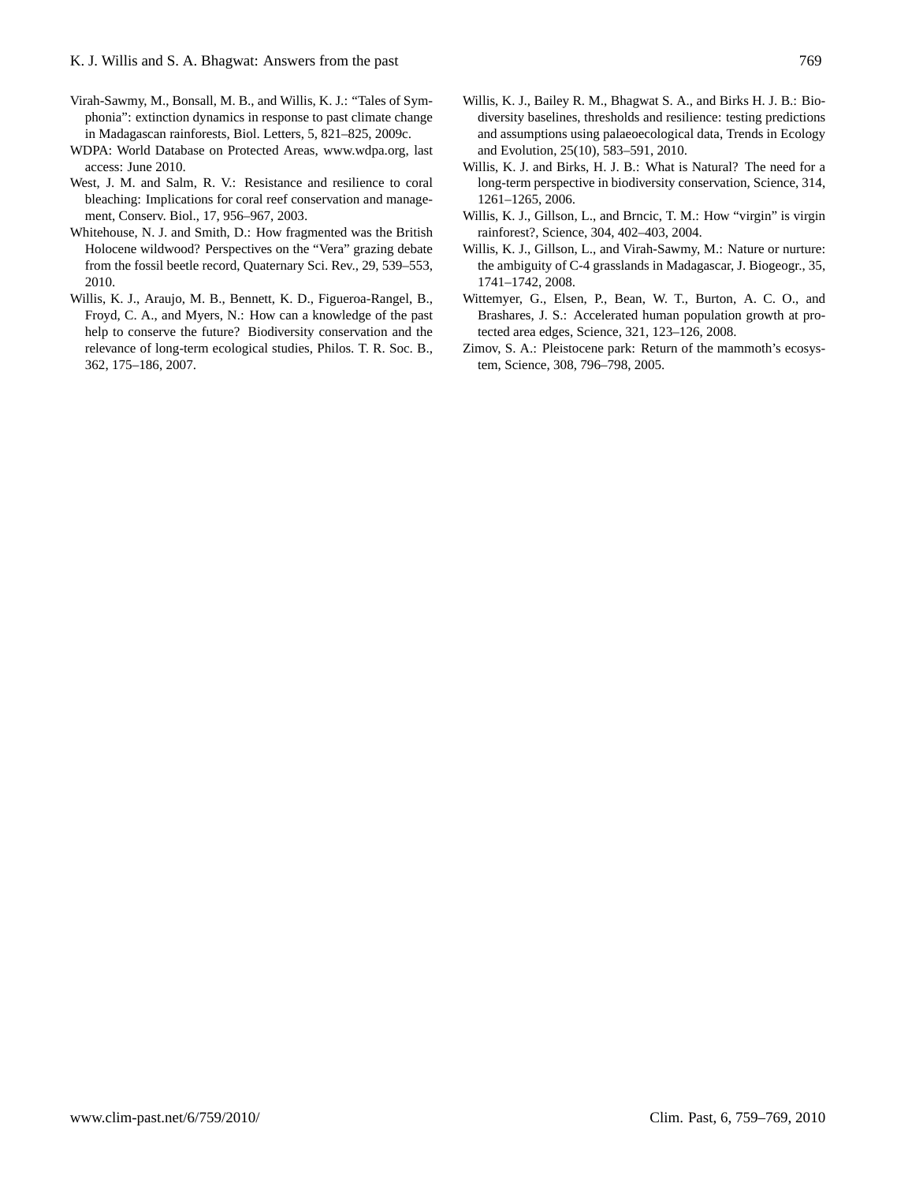Virah-Sawmy, M., Bonsall, M. B., and Willis, K. J.: "Tales of Symphonia": extinction dynamics in response to past climate change in Madagascan rainforests, Biol. Letters, 5, 821–825, 2009c.

WDPA: World Database on Protected Areas, www.wdpa.org, last access: June 2010.

West, J. M. and Salm, R. V.: Resistance and resilience to coral bleaching: Implications for coral reef conservation and management, Conserv. Biol., 17, 956–967, 2003.

Whitehouse, N. J. and Smith, D.: How fragmented was the British Holocene wildwood? Perspectives on the "Vera" grazing debate from the fossil beetle record, Quaternary Sci. Rev., 29, 539–553, 2010.

Willis, K. J., Araujo, M. B., Bennett, K. D., Figueroa-Rangel, B., Froyd, C. A., and Myers, N.: How can a knowledge of the past help to conserve the future? Biodiversity conservation and the relevance of long-term ecological studies, Philos. T. R. Soc. B., 362, 175–186, 2007.

Willis, K. J., Bailey R. M., Bhagwat S. A., and Birks H. J. B.: Biodiversity baselines, thresholds and resilience: testing predictions and assumptions using palaeoecological data, Trends in Ecology and Evolution, 25(10), 583–591, 2010.

Willis, K. J. and Birks, H. J. B.: What is Natural? The need for a long-term perspective in biodiversity conservation, Science, 314, 1261–1265, 2006.

Willis, K. J., Gillson, L., and Brncic, T. M.: How "virgin" is virgin rainforest?, Science, 304, 402–403, 2004.

Willis, K. J., Gillson, L., and Virah-Sawmy, M.: Nature or nurture: the ambiguity of C-4 grasslands in Madagascar, J. Biogeogr., 35, 1741–1742, 2008.

Wittemyer, G., Elsen, P., Bean, W. T., Burton, A. C. O., and Brashares, J. S.: Accelerated human population growth at protected area edges, Science, 321, 123–126, 2008.

Zimov, S. A.: Pleistocene park: Return of the mammoth's ecosystem, Science, 308, 796–798, 2005.